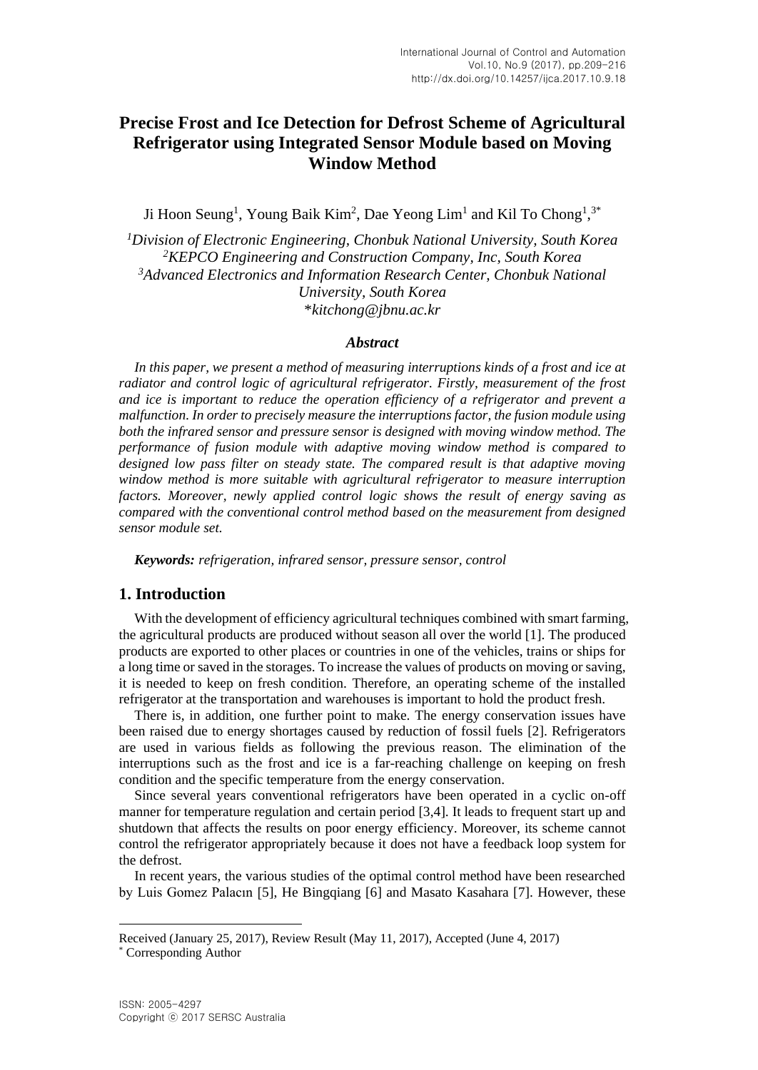# Precise Frost and Ice Detection for Defrost Scheme of Agricultural Refrigerator using Integrated Sensor Module based on Moving Window Method

Ji Hoon Seung[1], Young Baik Kim[2], Dae Yeong Lim[1] and Kil To Chong[1,3*]

*[1]Division of Electronic Engineering, Chonbuk National University, South Korea*
*[2]KEPCO Engineering and Construction Company, Inc, South Korea*
*[3]Advanced Electronics and Information Research Center, Chonbuk National University, South Korea*
*\*kitchong@jbnu.ac.kr*

### *Abstract*

*In this paper, we present a method of measuring interruptions kinds of a frost and ice at radiator and control logic of agricultural refrigerator. Firstly, measurement of the frost and ice is important to reduce the operation efficiency of a refrigerator and prevent a malfunction. In order to precisely measure the interruptions factor, the fusion module using both the infrared sensor and pressure sensor is designed with moving window method. The performance of fusion module with adaptive moving window method is compared to designed low pass filter on steady state. The compared result is that adaptive moving window method is more suitable with agricultural refrigerator to measure interruption factors. Moreover, newly applied control logic shows the result of energy saving as compared with the conventional control method based on the measurement from designed sensor module set.*

***Keywords:*** *refrigeration, infrared sensor, pressure sensor, control*

## 1. Introduction

With the development of efficiency agricultural techniques combined with smart farming, the agricultural products are produced without season all over the world [1]. The produced products are exported to other places or countries in one of the vehicles, trains or ships for a long time or saved in the storages. To increase the values of products on moving or saving, it is needed to keep on fresh condition. Therefore, an operating scheme of the installed refrigerator at the transportation and warehouses is important to hold the product fresh.

There is, in addition, one further point to make. The energy conservation issues have been raised due to energy shortages caused by reduction of fossil fuels [2]. Refrigerators are used in various fields as following the previous reason. The elimination of the interruptions such as the frost and ice is a far-reaching challenge on keeping on fresh condition and the specific temperature from the energy conservation.

Since several years conventional refrigerators have been operated in a cyclic on-off manner for temperature regulation and certain period [3,4]. It leads to frequent start up and shutdown that affects the results on poor energy efficiency. Moreover, its scheme cannot control the refrigerator appropriately because it does not have a feedback loop system for the defrost.

In recent years, the various studies of the optimal control method have been researched by Luis Gomez Palacın [5], He Bingqiang [6] and Masato Kasahara [7]. However, these

---

Received (January 25, 2017), Review Result (May 11, 2017), Accepted (June 4, 2017)
\* Corresponding Author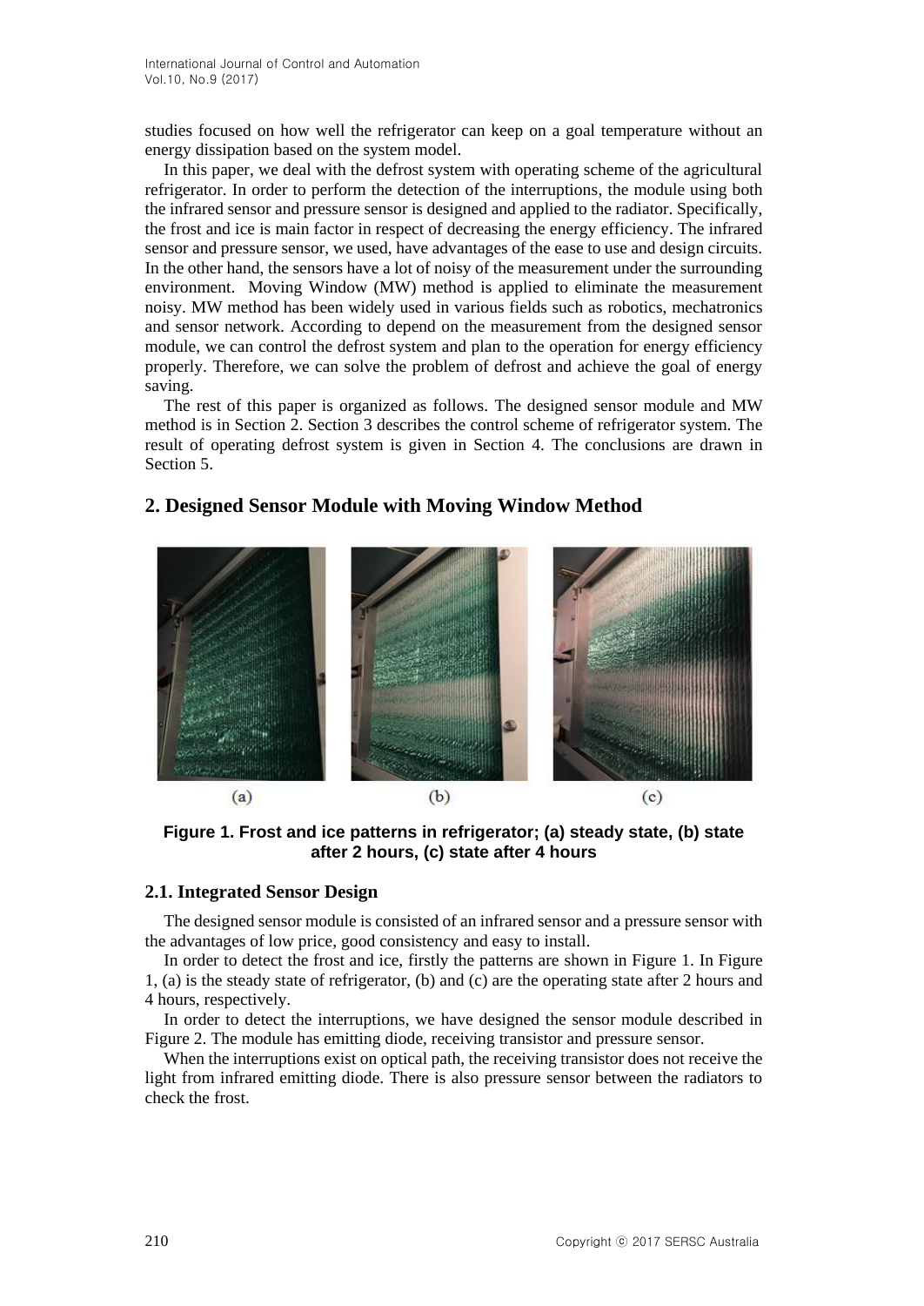studies focused on how well the refrigerator can keep on a goal temperature without an energy dissipation based on the system model.

In this paper, we deal with the defrost system with operating scheme of the agricultural refrigerator. In order to perform the detection of the interruptions, the module using both the infrared sensor and pressure sensor is designed and applied to the radiator. Specifically, the frost and ice is main factor in respect of decreasing the energy efficiency. The infrared sensor and pressure sensor, we used, have advantages of the ease to use and design circuits. In the other hand, the sensors have a lot of noisy of the measurement under the surrounding environment. Moving Window (MW) method is applied to eliminate the measurement noisy. MW method has been widely used in various fields such as robotics, mechatronics and sensor network. According to depend on the measurement from the designed sensor module, we can control the defrost system and plan to the operation for energy efficiency properly. Therefore, we can solve the problem of defrost and achieve the goal of energy saving.

The rest of this paper is organized as follows. The designed sensor module and MW method is in Section 2. Section 3 describes the control scheme of refrigerator system. The result of operating defrost system is given in Section 4. The conclusions are drawn in Section 5.

## 2. Designed Sensor Module with Moving Window Method

**Figure 1. Frost and ice patterns in refrigerator; (a) steady state, (b) state after 2 hours, (c) state after 4 hours**

### 2.1. Integrated Sensor Design

The designed sensor module is consisted of an infrared sensor and a pressure sensor with the advantages of low price, good consistency and easy to install.

In order to detect the frost and ice, firstly the patterns are shown in Figure 1. In Figure 1, (a) is the steady state of refrigerator, (b) and (c) are the operating state after 2 hours and 4 hours, respectively.

In order to detect the interruptions, we have designed the sensor module described in Figure 2. The module has emitting diode, receiving transistor and pressure sensor.

When the interruptions exist on optical path, the receiving transistor does not receive the light from infrared emitting diode. There is also pressure sensor between the radiators to check the frost.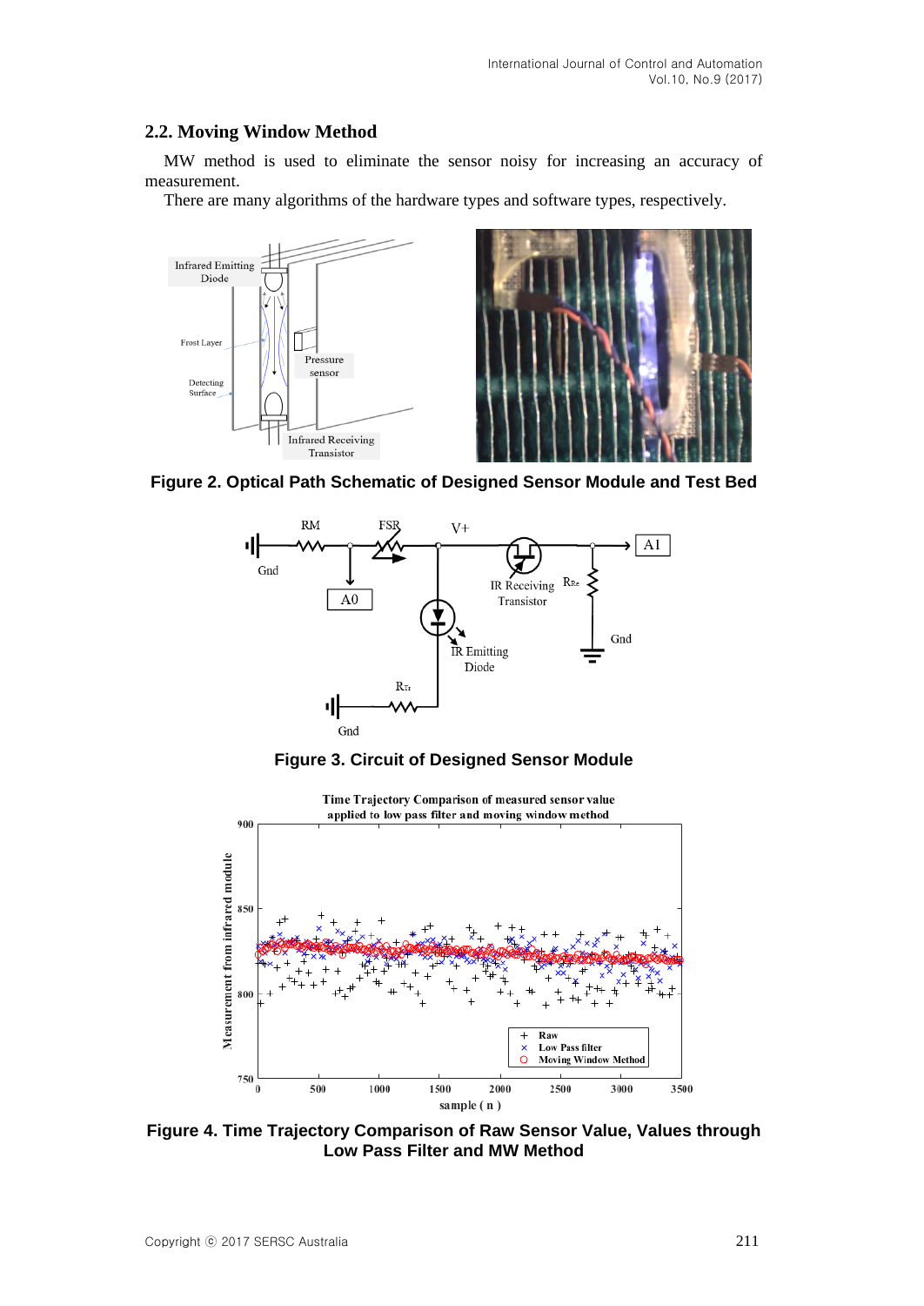## 2.2. Moving Window Method

MW method is used to eliminate the sensor noisy for increasing an accuracy of measurement.

There are many algorithms of the hardware types and software types, respectively.

**Figure 2. Optical Path Schematic of Designed Sensor Module and Test Bed**

**Figure 3. Circuit of Designed Sensor Module**

**Figure 4. Time Trajectory Comparison of Raw Sensor Value, Values through Low Pass Filter and MW Method**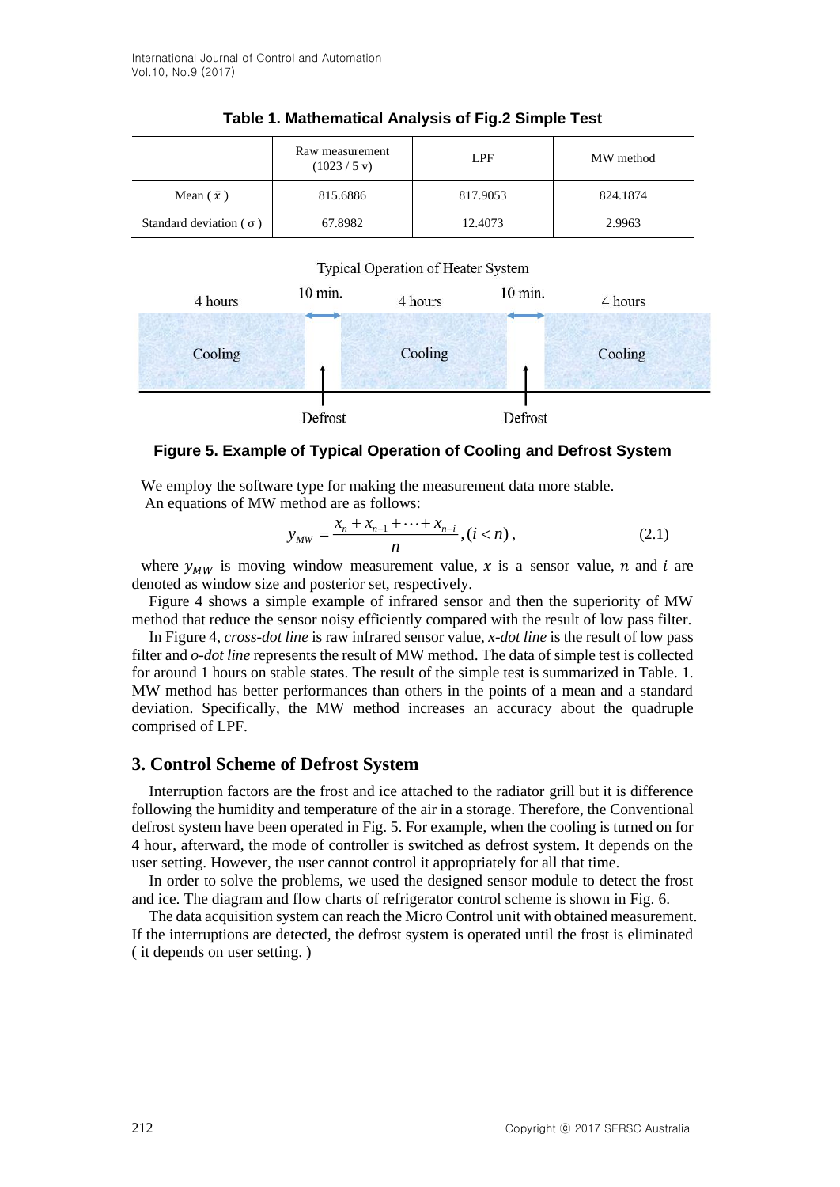**Table 1. Mathematical Analysis of Fig.2 Simple Test**

| | Raw measurement (1023 / 5 v) | LPF | MW method |
|---|---|---|---|
| Mean ( $\bar{x}$ ) | 815.6886 | 817.9053 | 824.1874 |
| Standard deviation ( σ ) | 67.8982 | 12.4073 | 2.9963 |

Typical Operation of Heater System

| 4 hours | 10 min. | 4 hours | 10 min. | 4 hours |
|---|---|---|---|---|
| Cooling | Defrost | Cooling | Defrost | Cooling |

**Figure 5. Example of Typical Operation of Cooling and Defrost System**

We employ the software type for making the measurement data more stable.

An equations of MW method are as follows:

$$y_{MW} = \frac{x_n + x_{n-1} + \cdots + x_{n-i}}{n}, (i < n), \tag{2.1}$$

where $y_{MW}$ is moving window measurement value, $x$ is a sensor value, $n$ and $i$ are denoted as window size and posterior set, respectively.

Figure 4 shows a simple example of infrared sensor and then the superiority of MW method that reduce the sensor noisy efficiently compared with the result of low pass filter.

In Figure 4, *cross-dot line* is raw infrared sensor value, *x-dot line* is the result of low pass filter and *o-dot line* represents the result of MW method. The data of simple test is collected for around 1 hours on stable states. The result of the simple test is summarized in Table. 1. MW method has better performances than others in the points of a mean and a standard deviation. Specifically, the MW method increases an accuracy about the quadruple comprised of LPF.

## 3. Control Scheme of Defrost System

Interruption factors are the frost and ice attached to the radiator grill but it is difference following the humidity and temperature of the air in a storage. Therefore, the Conventional defrost system have been operated in Fig. 5. For example, when the cooling is turned on for 4 hour, afterward, the mode of controller is switched as defrost system. It depends on the user setting. However, the user cannot control it appropriately for all that time.

In order to solve the problems, we used the designed sensor module to detect the frost and ice. The diagram and flow charts of refrigerator control scheme is shown in Fig. 6.

The data acquisition system can reach the Micro Control unit with obtained measurement. If the interruptions are detected, the defrost system is operated until the frost is eliminated ( it depends on user setting. )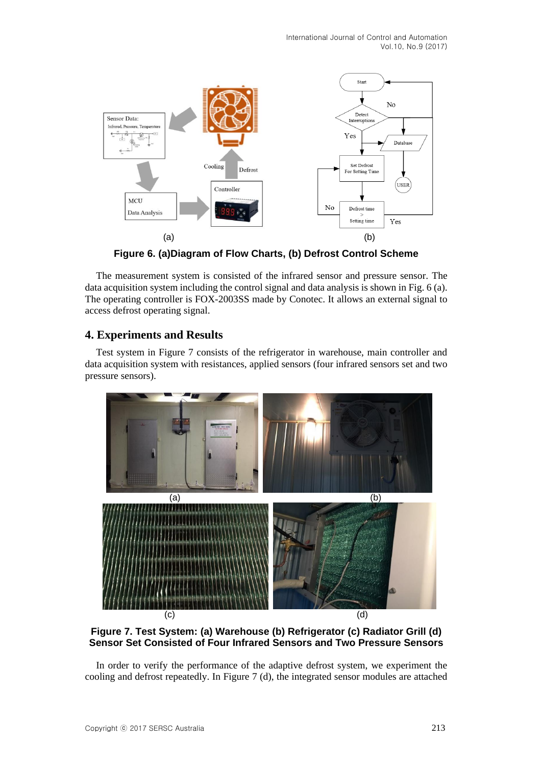Figure 6. (a)Diagram of Flow Charts, (b) Defrost Control Scheme

The measurement system is consisted of the infrared sensor and pressure sensor. The data acquisition system including the control signal and data analysis is shown in Fig. 6 (a). The operating controller is FOX-2003SS made by Conotec. It allows an external signal to access defrost operating signal.

## 4. Experiments and Results

Test system in Figure 7 consists of the refrigerator in warehouse, main controller and data acquisition system with resistances, applied sensors (four infrared sensors set and two pressure sensors).

**Figure 7. Test System: (a) Warehouse (b) Refrigerator (c) Radiator Grill (d) Sensor Set Consisted of Four Infrared Sensors and Two Pressure Sensors**

In order to verify the performance of the adaptive defrost system, we experiment the cooling and defrost repeatedly. In Figure 7 (d), the integrated sensor modules are attached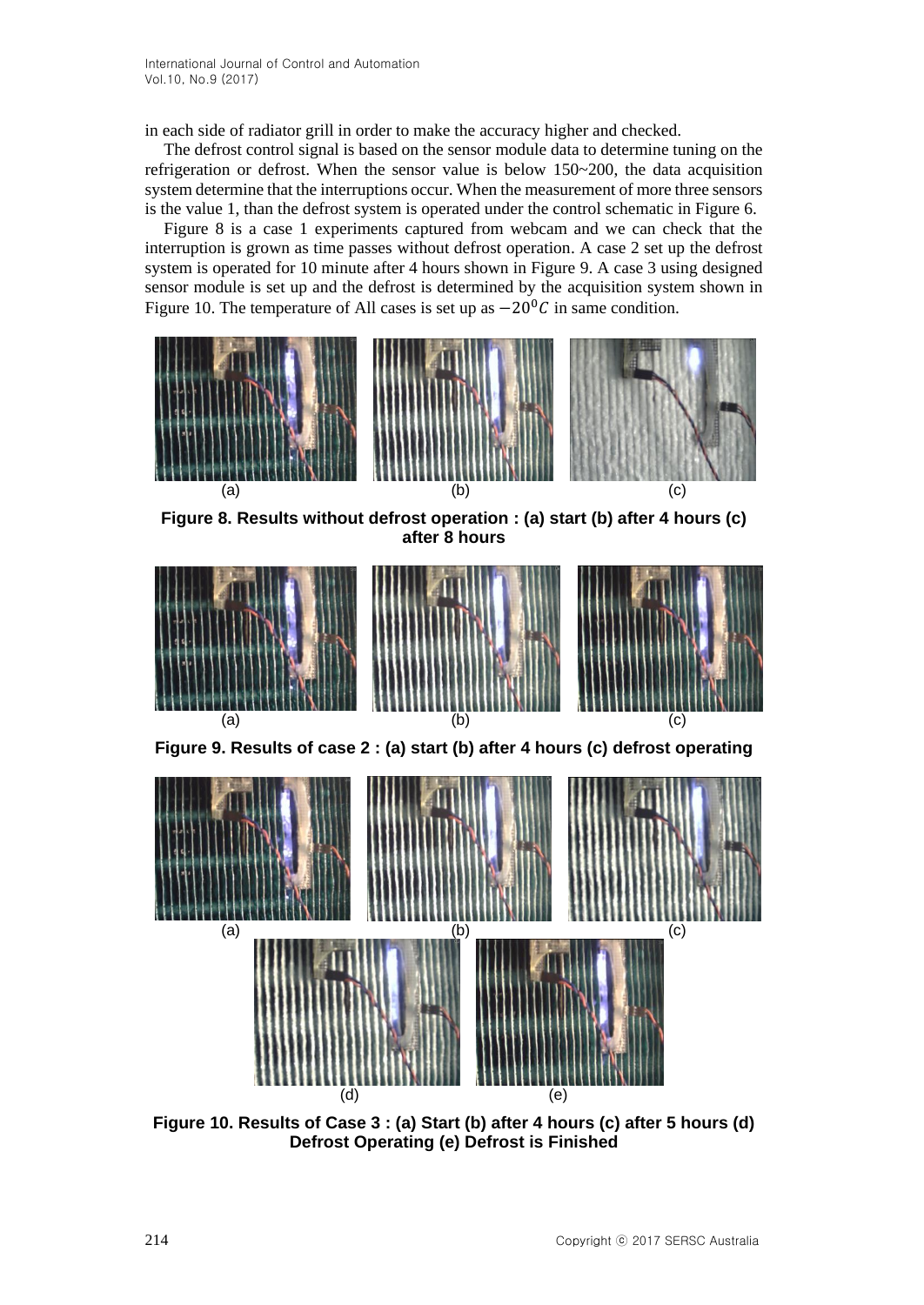in each side of radiator grill in order to make the accuracy higher and checked.

The defrost control signal is based on the sensor module data to determine tuning on the refrigeration or defrost. When the sensor value is below 150~200, the data acquisition system determine that the interruptions occur. When the measurement of more three sensors is the value 1, than the defrost system is operated under the control schematic in Figure 6.

Figure 8 is a case 1 experiments captured from webcam and we can check that the interruption is grown as time passes without defrost operation. A case 2 set up the defrost system is operated for 10 minute after 4 hours shown in Figure 9. A case 3 using designed sensor module is set up and the defrost is determined by the acquisition system shown in Figure 10. The temperature of All cases is set up as $-20^0C$ in same condition.

(a) (b) (c)

**Figure 8. Results without defrost operation : (a) start (b) after 4 hours (c) after 8 hours**

(a) (b) (c)

**Figure 9. Results of case 2 : (a) start (b) after 4 hours (c) defrost operating**

(a) (b) (c)

(d) (e)

**Figure 10. Results of Case 3 : (a) Start (b) after 4 hours (c) after 5 hours (d) Defrost Operating (e) Defrost is Finished**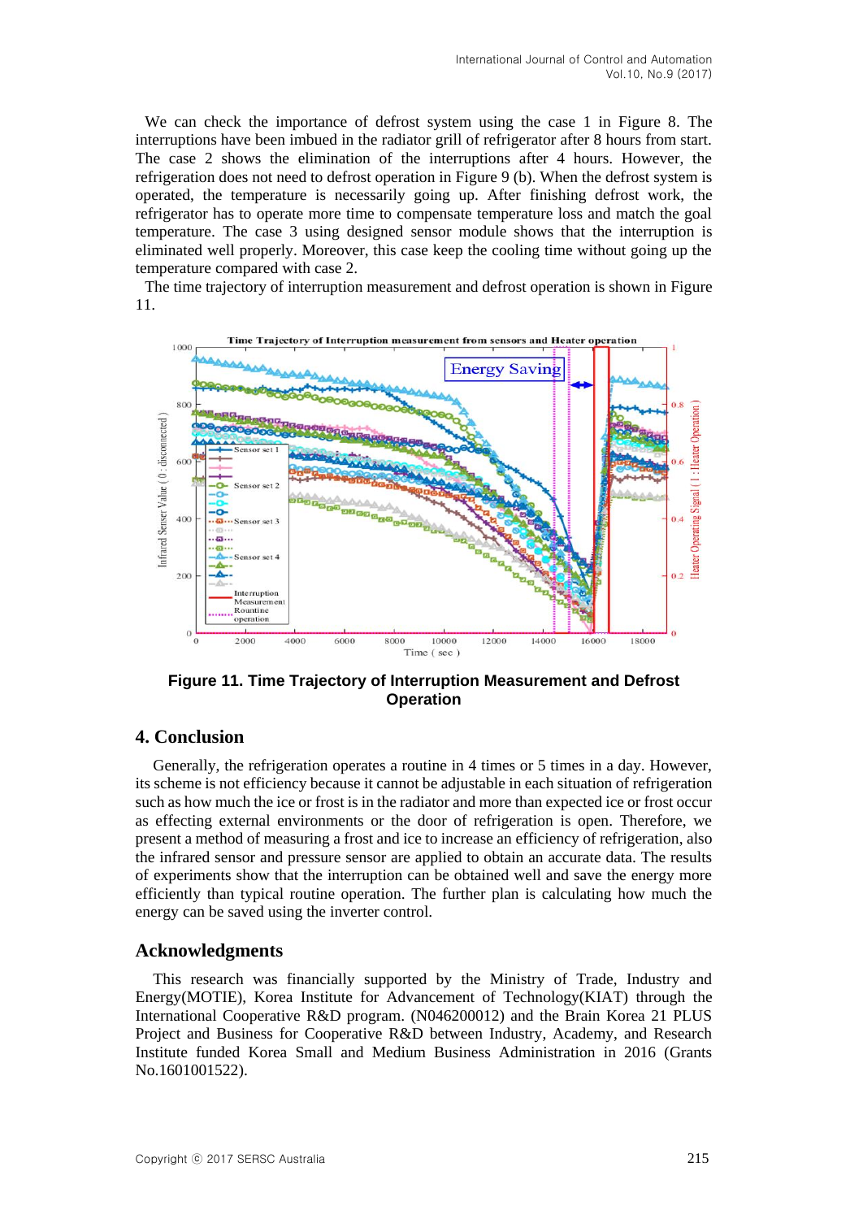We can check the importance of defrost system using the case 1 in Figure 8. The interruptions have been imbued in the radiator grill of refrigerator after 8 hours from start. The case 2 shows the elimination of the interruptions after 4 hours. However, the refrigeration does not need to defrost operation in Figure 9 (b). When the defrost system is operated, the temperature is necessarily going up. After finishing defrost work, the refrigerator has to operate more time to compensate temperature loss and match the goal temperature. The case 3 using designed sensor module shows that the interruption is eliminated well properly. Moreover, this case keep the cooling time without going up the temperature compared with case 2.

The time trajectory of interruption measurement and defrost operation is shown in Figure 11.

**Figure 11. Time Trajectory of Interruption Measurement and Defrost Operation**

## 4. Conclusion

Generally, the refrigeration operates a routine in 4 times or 5 times in a day. However, its scheme is not efficiency because it cannot be adjustable in each situation of refrigeration such as how much the ice or frost is in the radiator and more than expected ice or frost occur as effecting external environments or the door of refrigeration is open. Therefore, we present a method of measuring a frost and ice to increase an efficiency of refrigeration, also the infrared sensor and pressure sensor are applied to obtain an accurate data. The results of experiments show that the interruption can be obtained well and save the energy more efficiently than typical routine operation. The further plan is calculating how much the energy can be saved using the inverter control.

## Acknowledgments

This research was financially supported by the Ministry of Trade, Industry and Energy(MOTIE), Korea Institute for Advancement of Technology(KIAT) through the International Cooperative R&D program. (N046200012) and the Brain Korea 21 PLUS Project and Business for Cooperative R&D between Industry, Academy, and Research Institute funded Korea Small and Medium Business Administration in 2016 (Grants No.1601001522).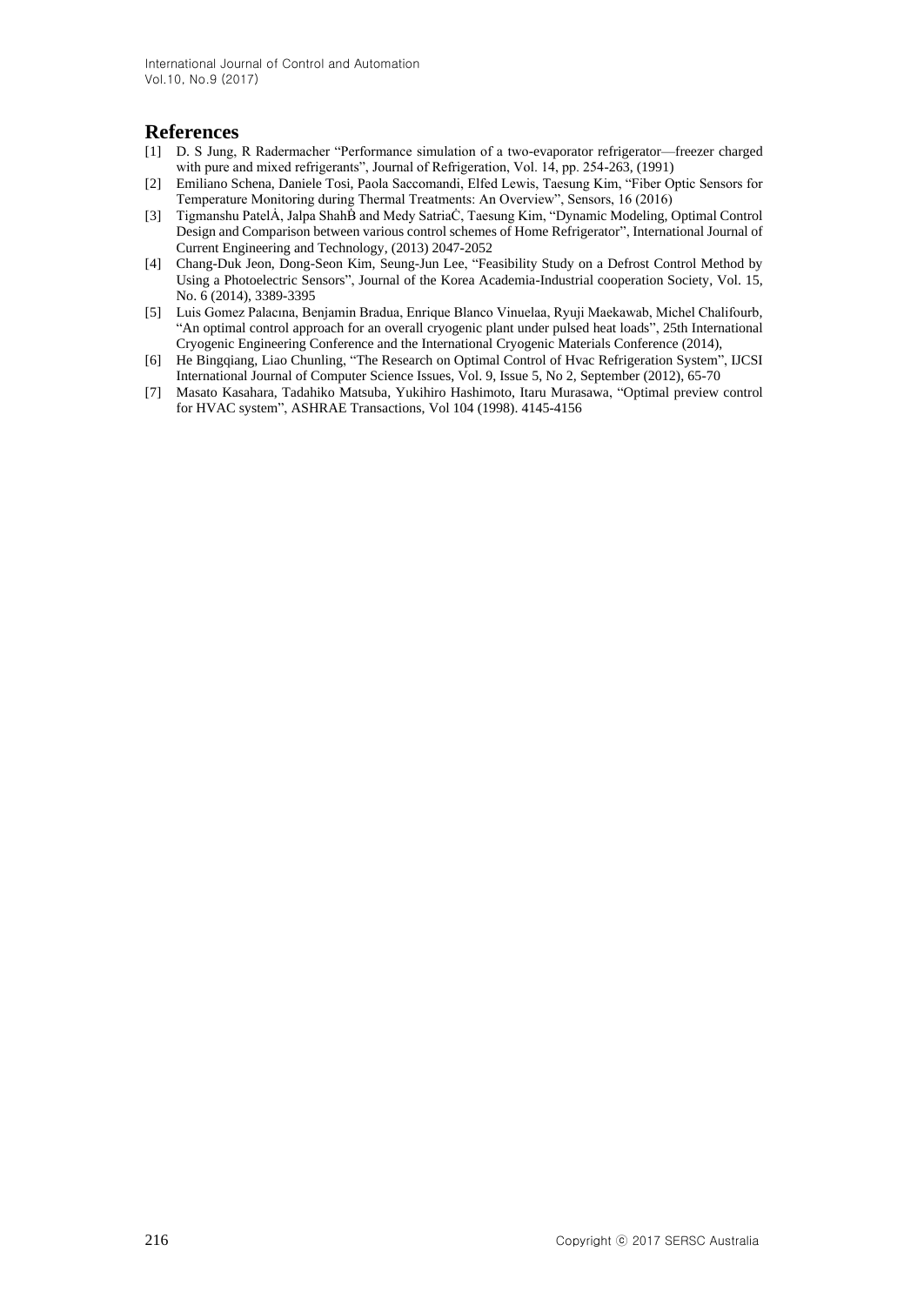## References

[1] D. S Jung, R Radermacher "Performance simulation of a two-evaporator refrigerator—freezer charged with pure and mixed refrigerants", Journal of Refrigeration, Vol. 14, pp. 254-263, (1991)

[2] Emiliano Schena, Daniele Tosi, Paola Saccomandi, Elfed Lewis, Taesung Kim, "Fiber Optic Sensors for Temperature Monitoring during Thermal Treatments: An Overview", Sensors, 16 (2016)

[3] Tigmanshu PatelÁ, Jalpa ShahḂ and Medy SatriaĊ, Taesung Kim, "Dynamic Modeling, Optimal Control Design and Comparison between various control schemes of Home Refrigerator", International Journal of Current Engineering and Technology, (2013) 2047-2052

[4] Chang-Duk Jeon, Dong-Seon Kim, Seung-Jun Lee, "Feasibility Study on a Defrost Control Method by Using a Photoelectric Sensors", Journal of the Korea Academia-Industrial cooperation Society, Vol. 15, No. 6 (2014), 3389-3395

[5] Luis Gomez Palacına, Benjamin Bradua, Enrique Blanco Vinuelaa, Ryuji Maekawab, Michel Chalifourb, "An optimal control approach for an overall cryogenic plant under pulsed heat loads", 25th International Cryogenic Engineering Conference and the International Cryogenic Materials Conference (2014),

[6] He Bingqiang, Liao Chunling, "The Research on Optimal Control of Hvac Refrigeration System", IJCSI International Journal of Computer Science Issues, Vol. 9, Issue 5, No 2, September (2012), 65-70

[7] Masato Kasahara, Tadahiko Matsuba, Yukihiro Hashimoto, Itaru Murasawa, "Optimal preview control for HVAC system", ASHRAE Transactions, Vol 104 (1998). 4145-4156